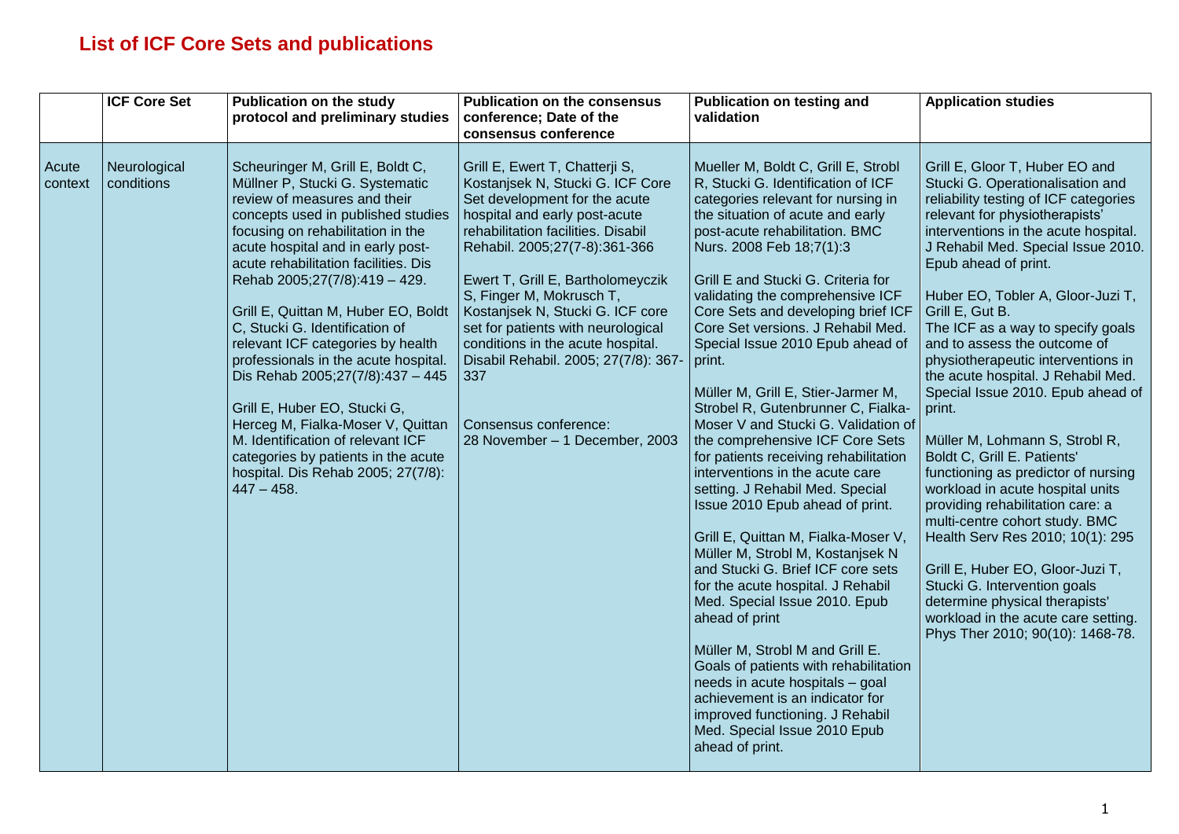# List of ICF Core Sets and publications

| | ICF Core Set | Publication on the study protocol and preliminary studies | Publication on the consensus conference; Date of the consensus conference | Publication on testing and validation | Application studies |
|---|---|---|---|---|---|
| Acute context | Neurological conditions | Scheuringer M, Grill E, Boldt C, Müllner P, Stucki G. Systematic review of measures and their concepts used in published studies focusing on rehabilitation in the acute hospital and in early post-acute rehabilitation facilities. Dis Rehab 2005;27(7/8):419 – 429.<br><br>Grill E, Quittan M, Huber EO, Boldt C, Stucki G. Identification of relevant ICF categories by health professionals in the acute hospital. Dis Rehab 2005;27(7/8):437 – 445<br><br>Grill E, Huber EO, Stucki G, Herceg M, Fialka-Moser V, Quittan M. Identification of relevant ICF categories by patients in the acute hospital. Dis Rehab 2005; 27(7/8): 447 – 458. | Grill E, Ewert T, Chatterji S, Kostanjsek N, Stucki G. ICF Core Set development for the acute hospital and early post-acute rehabilitation facilities. Disabil Rehabil. 2005;27(7-8):361-366<br><br>Ewert T, Grill E, Bartholomeyczik S, Finger M, Mokrusch T, Kostanjsek N, Stucki G. ICF core set for patients with neurological conditions in the acute hospital. Disabil Rehabil. 2005; 27(7/8): 367-337<br><br>Consensus conference: 28 November – 1 December, 2003 | Mueller M, Boldt C, Grill E, Strobl R, Stucki G. Identification of ICF categories relevant for nursing in the situation of acute and early post-acute rehabilitation. BMC Nurs. 2008 Feb 18;7(1):3<br><br>Grill E and Stucki G. Criteria for validating the comprehensive ICF Core Sets and developing brief ICF Core Set versions. J Rehabil Med. Special Issue 2010 Epub ahead of print.<br><br>Müller M, Grill E, Stier-Jarmer M, Strobel R, Gutenbrunner C, Fialka-Moser V and Stucki G. Validation of the comprehensive ICF Core Sets for patients receiving rehabilitation interventions in the acute care setting. J Rehabil Med. Special Issue 2010 Epub ahead of print.<br><br>Grill E, Quittan M, Fialka-Moser V, Müller M, Strobl M, Kostanjsek N and Stucki G. Brief ICF core sets for the acute hospital. J Rehabil Med. Special Issue 2010. Epub ahead of print<br><br>Müller M, Strobl M and Grill E. Goals of patients with rehabilitation needs in acute hospitals – goal achievement is an indicator for improved functioning. J Rehabil Med. Special Issue 2010 Epub ahead of print. | Grill E, Gloor T, Huber EO and Stucki G. Operationalisation and reliability testing of ICF categories relevant for physiotherapists' interventions in the acute hospital. J Rehabil Med. Special Issue 2010. Epub ahead of print.<br><br>Huber EO, Tobler A, Gloor-Juzi T, Grill E, Gut B. The ICF as a way to specify goals and to assess the outcome of physiotherapeutic interventions in the acute hospital. J Rehabil Med. Special Issue 2010. Epub ahead of print.<br><br>Müller M, Lohmann S, Strobl R, Boldt C, Grill E. Patients' functioning as predictor of nursing workload in acute hospital units providing rehabilitation care: a multi-centre cohort study. BMC Health Serv Res 2010; 10(1): 295<br><br>Grill E, Huber EO, Gloor-Juzi T, Stucki G. Intervention goals determine physical therapists' workload in the acute care setting. Phys Ther 2010; 90(10): 1468-78. |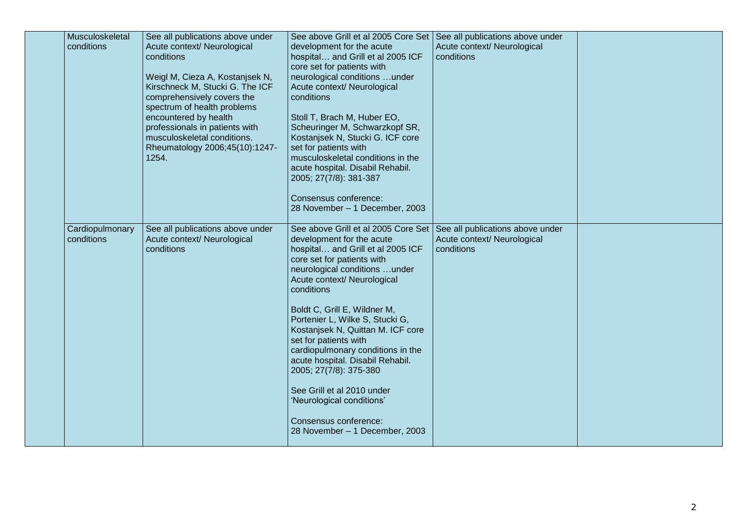| | | | | | |
|---|---|---|---|---|---|
| | Musculoskeletal conditions | See all publications above under Acute context/ Neurological conditions<br><br>Weigl M, Cieza A, Kostanjsek N, Kirschneck M, Stucki G. The ICF comprehensively covers the spectrum of health problems encountered by health professionals in patients with musculoskeletal conditions. Rheumatology 2006;45(10):1247-1254. | See above Grill et al 2005 Core Set development for the acute hospital… and Grill et al 2005 ICF core set for patients with neurological conditions …under Acute context/ Neurological conditions<br><br>Stoll T, Brach M, Huber EO, Scheuringer M, Schwarzkopf SR, Kostanjsek N, Stucki G. ICF core set for patients with musculoskeletal conditions in the acute hospital. Disabil Rehabil. 2005; 27(7/8): 381-387<br><br>Consensus conference:<br>28 November – 1 December, 2003 | See all publications above under Acute context/ Neurological conditions | |
| | Cardiopulmonary conditions | See all publications above under Acute context/ Neurological conditions | See above Grill et al 2005 Core Set development for the acute hospital… and Grill et al 2005 ICF core set for patients with neurological conditions …under Acute context/ Neurological conditions<br><br>Boldt C, Grill E, Wildner M, Portenier L, Wilke S, Stucki G, Kostanjsek N, Quittan M. ICF core set for patients with cardiopulmonary conditions in the acute hospital. Disabil Rehabil. 2005; 27(7/8): 375-380<br><br>See Grill et al 2010 under 'Neurological conditions'<br><br>Consensus conference:<br>28 November – 1 December, 2003 | See all publications above under Acute context/ Neurological conditions | |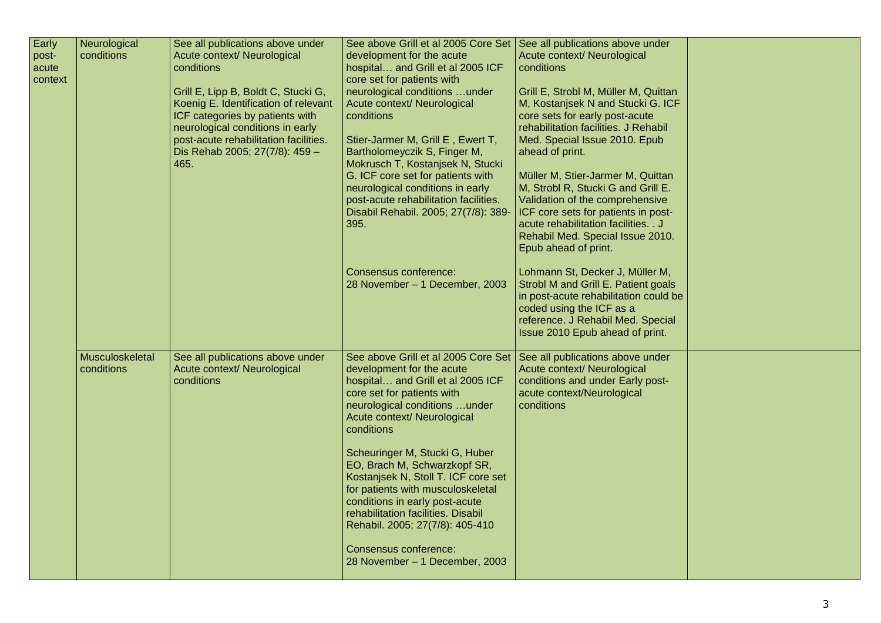| Early post-acute context | Neurological conditions | See all publications above under Acute context/ Neurological conditions<br><br>Grill E, Lipp B, Boldt C, Stucki G, Koenig E. Identification of relevant ICF categories by patients with neurological conditions in early post-acute rehabilitation facilities. Dis Rehab 2005; 27(7/8): 459 – 465. | See above Grill et al 2005 Core Set development for the acute hospital… and Grill et al 2005 ICF core set for patients with neurological conditions …under Acute context/ Neurological conditions<br><br>Stier-Jarmer M, Grill E , Ewert T, Bartholomeyczik S, Finger M, Mokrusch T, Kostanjsek N, Stucki G. ICF core set for patients with neurological conditions in early post-acute rehabilitation facilities. Disabil Rehabil. 2005; 27(7/8): 389-395.<br><br>Consensus conference:<br>28 November – 1 December, 2003 | See all publications above under Acute context/ Neurological conditions<br><br>Grill E, Strobl M, Müller M, Quittan M, Kostanjsek N and Stucki G. ICF core sets for early post-acute rehabilitation facilities. J Rehabil Med. Special Issue 2010. Epub ahead of print.<br><br>Müller M, Stier-Jarmer M, Quittan M, Strobl R, Stucki G and Grill E. Validation of the comprehensive ICF core sets for patients in post-acute rehabilitation facilities. . J Rehabil Med. Special Issue 2010. Epub ahead of print.<br><br>Lohmann St, Decker J, Müller M, Strobl M and Grill E. Patient goals in post-acute rehabilitation could be coded using the ICF as a reference. J Rehabil Med. Special Issue 2010 Epub ahead of print. | |
|---|---|---|---|---|---|
| | Musculoskeletal conditions | See all publications above under Acute context/ Neurological conditions | See above Grill et al 2005 Core Set development for the acute hospital… and Grill et al 2005 ICF core set for patients with neurological conditions …under Acute context/ Neurological conditions<br><br>Scheuringer M, Stucki G, Huber EO, Brach M, Schwarzkopf SR, Kostanjsek N, Stoll T. ICF core set for patients with musculoskeletal conditions in early post-acute rehabilitation facilities. Disabil Rehabil. 2005; 27(7/8): 405-410<br><br>Consensus conference:<br>28 November – 1 December, 2003 | See all publications above under Acute context/ Neurological conditions and under Early post-acute context/Neurological conditions | |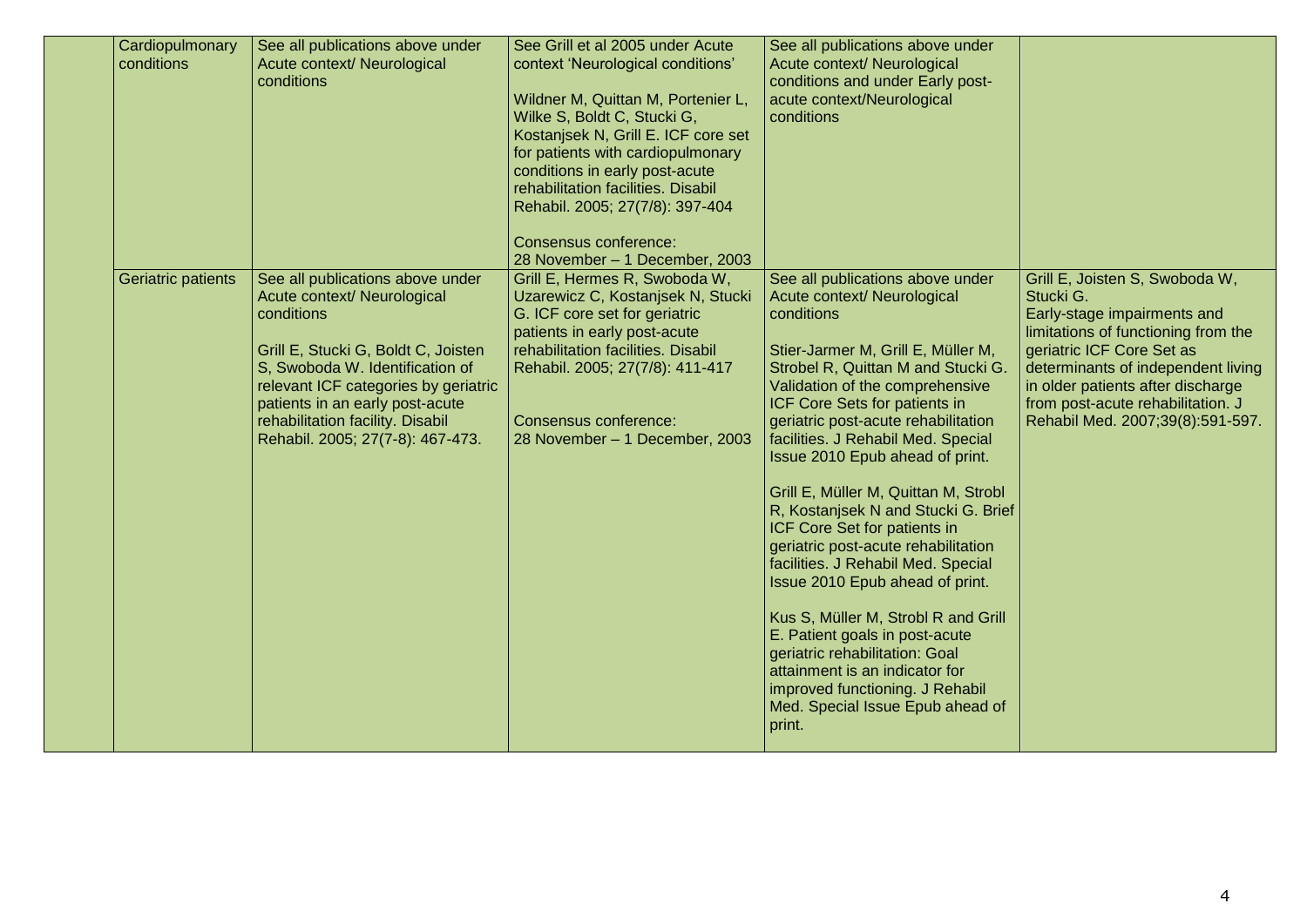| | | | | | |
|---|---|---|---|---|---|
| | Cardiopulmonary conditions | See all publications above under Acute context/ Neurological conditions | See Grill et al 2005 under Acute context 'Neurological conditions'<br><br>Wildner M, Quittan M, Portenier L, Wilke S, Boldt C, Stucki G, Kostanjsek N, Grill E. ICF core set for patients with cardiopulmonary conditions in early post-acute rehabilitation facilities. Disabil Rehabil. 2005; 27(7/8): 397-404<br><br>Consensus conference:<br>28 November – 1 December, 2003 | See all publications above under Acute context/ Neurological conditions and under Early post-acute context/Neurological conditions | |
| | Geriatric patients | See all publications above under Acute context/ Neurological conditions<br><br>Grill E, Stucki G, Boldt C, Joisten S, Swoboda W. Identification of relevant ICF categories by geriatric patients in an early post-acute rehabilitation facility. Disabil Rehabil. 2005; 27(7-8): 467-473. | Grill E, Hermes R, Swoboda W, Uzarewicz C, Kostanjsek N, Stucki G. ICF core set for geriatric patients in early post-acute rehabilitation facilities. Disabil Rehabil. 2005; 27(7/8): 411-417<br><br>Consensus conference:<br>28 November – 1 December, 2003 | See all publications above under Acute context/ Neurological conditions<br><br>Stier-Jarmer M, Grill E, Müller M, Strobel R, Quittan M and Stucki G. Validation of the comprehensive ICF Core Sets for patients in geriatric post-acute rehabilitation facilities. J Rehabil Med. Special Issue 2010 Epub ahead of print.<br><br>Grill E, Müller M, Quittan M, Strobl R, Kostanjsek N and Stucki G. Brief ICF Core Set for patients in geriatric post-acute rehabilitation facilities. J Rehabil Med. Special Issue 2010 Epub ahead of print.<br><br>Kus S, Müller M, Strobl R and Grill E. Patient goals in post-acute geriatric rehabilitation: Goal attainment is an indicator for improved functioning. J Rehabil Med. Special Issue Epub ahead of print. | Grill E, Joisten S, Swoboda W, Stucki G.<br>Early-stage impairments and limitations of functioning from the geriatric ICF Core Set as determinants of independent living in older patients after discharge from post-acute rehabilitation. J Rehabil Med. 2007;39(8):591-597. |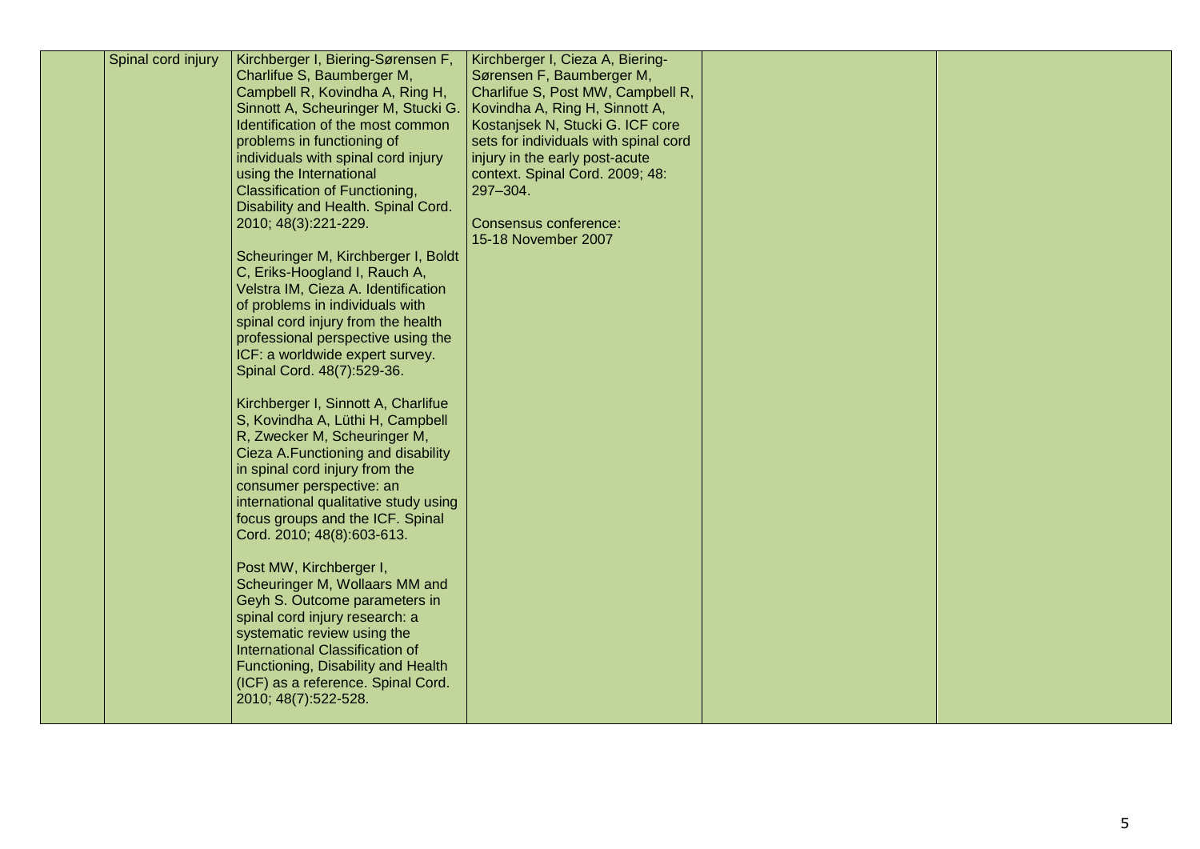|  | Spinal cord injury | Kirchberger I, Biering-Sørensen F, Charlifue S, Baumberger M, Campbell R, Kovindha A, Ring H, Sinnott A, Scheuringer M, Stucki G. Identification of the most common problems in functioning of individuals with spinal cord injury using the International Classification of Functioning, Disability and Health. Spinal Cord. 2010; 48(3):221-229.<br><br>Scheuringer M, Kirchberger I, Boldt C, Eriks-Hoogland I, Rauch A, Velstra IM, Cieza A. Identification of problems in individuals with spinal cord injury from the health professional perspective using the ICF: a worldwide expert survey. Spinal Cord. 48(7):529-36.<br><br>Kirchberger I, Sinnott A, Charlifue S, Kovindha A, Lüthi H, Campbell R, Zwecker M, Scheuringer M, Cieza A.Functioning and disability in spinal cord injury from the consumer perspective: an international qualitative study using focus groups and the ICF. Spinal Cord. 2010; 48(8):603-613.<br><br>Post MW, Kirchberger I, Scheuringer M, Wollaars MM and Geyh S. Outcome parameters in spinal cord injury research: a systematic review using the International Classification of Functioning, Disability and Health (ICF) as a reference. Spinal Cord. 2010; 48(7):522-528. | Kirchberger I, Cieza A, Biering-Sørensen F, Baumberger M, Charlifue S, Post MW, Campbell R, Kovindha A, Ring H, Sinnott A, Kostanjsek N, Stucki G. ICF core sets for individuals with spinal cord injury in the early post-acute context. Spinal Cord. 2009; 48: 297–304.<br><br>Consensus conference: 15-18 November 2007 |  |  |
|---|---|---|---|---|---|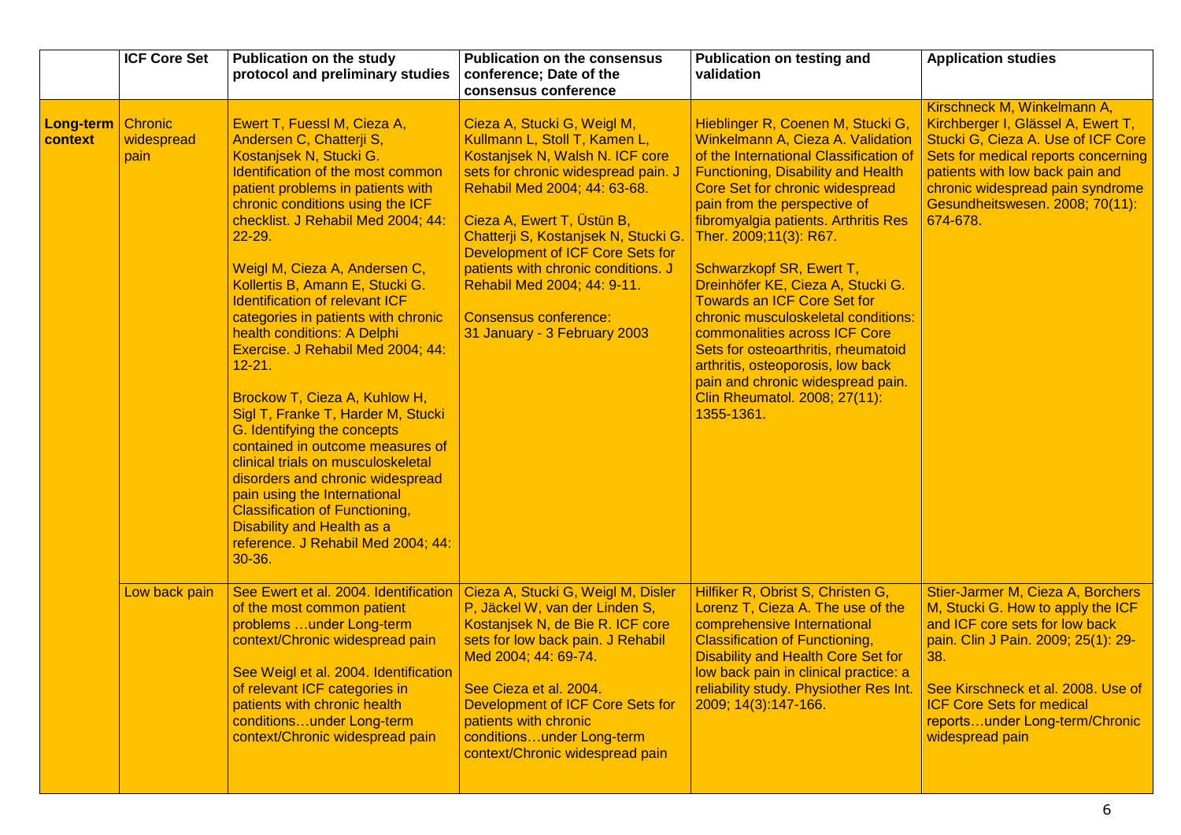|  | ICF Core Set | Publication on the study protocol and preliminary studies | Publication on the consensus conference; Date of the consensus conference | Publication on testing and validation | Application studies |
|---|---|---|---|---|---|
| **Long-term context** | Chronic widespread pain | Ewert T, Fuessl M, Cieza A, Andersen C, Chatterji S, Kostanjsek N, Stucki G. Identification of the most common patient problems in patients with chronic conditions using the ICF checklist. J Rehabil Med 2004; 44: 22-29.<br><br>Weigl M, Cieza A, Andersen C, Kollertis B, Amann E, Stucki G. Identification of relevant ICF categories in patients with chronic health conditions: A Delphi Exercise. J Rehabil Med 2004; 44: 12-21.<br><br>Brockow T, Cieza A, Kuhlow H, Sigl T, Franke T, Harder M, Stucki G. Identifying the concepts contained in outcome measures of clinical trials on musculoskeletal disorders and chronic widespread pain using the International Classification of Functioning, Disability and Health as a reference. J Rehabil Med 2004; 44: 30-36. | Cieza A, Stucki G, Weigl M, Kullmann L, Stoll T, Kamen L, Kostanjsek N, Walsh N. ICF core sets for chronic widespread pain. J Rehabil Med 2004; 44: 63-68.<br><br>Cieza A, Ewert T, Üstün B, Chatterji S, Kostanjsek N, Stucki G. Development of ICF Core Sets for patients with chronic conditions. J Rehabil Med 2004; 44: 9-11.<br><br>Consensus conference:<br>31 January - 3 February 2003 | Hieblinger R, Coenen M, Stucki G, Winkelmann A, Cieza A. Validation of the International Classification of Functioning, Disability and Health Core Set for chronic widespread pain from the perspective of fibromyalgia patients. Arthritis Res Ther. 2009;11(3): R67.<br><br>Schwarzkopf SR, Ewert T, Dreinhöfer KE, Cieza A, Stucki G. Towards an ICF Core Set for chronic musculoskeletal conditions: commonalities across ICF Core Sets for osteoarthritis, rheumatoid arthritis, osteoporosis, low back pain and chronic widespread pain. Clin Rheumatol. 2008; 27(11): 1355-1361. | Kirschneck M, Winkelmann A, Kirchberger I, Glässel A, Ewert T, Stucki G, Cieza A. Use of ICF Core Sets for medical reports concerning patients with low back pain and chronic widespread pain syndrome Gesundheitswesen. 2008; 70(11): 674-678. |
|  | Low back pain | See Ewert et al. 2004. Identification of the most common patient problems …under Long-term context/Chronic widespread pain<br><br>See Weigl et al. 2004. Identification of relevant ICF categories in patients with chronic health conditions…under Long-term context/Chronic widespread pain | Cieza A, Stucki G, Weigl M, Disler P, Jäckel W, van der Linden S, Kostanjsek N, de Bie R. ICF core sets for low back pain. J Rehabil Med 2004; 44: 69-74.<br><br>See Cieza et al. 2004. Development of ICF Core Sets for patients with chronic conditions…under Long-term context/Chronic widespread pain | Hilfiker R, Obrist S, Christen G, Lorenz T, Cieza A. The use of the comprehensive International Classification of Functioning, Disability and Health Core Set for low back pain in clinical practice: a reliability study. Physiother Res Int. 2009; 14(3):147-166. | Stier-Jarmer M, Cieza A, Borchers M, Stucki G. How to apply the ICF and ICF core sets for low back pain. Clin J Pain. 2009; 25(1): 29-38.<br><br>See Kirschneck et al. 2008. Use of ICF Core Sets for medical reports…under Long-term/Chronic widespread pain |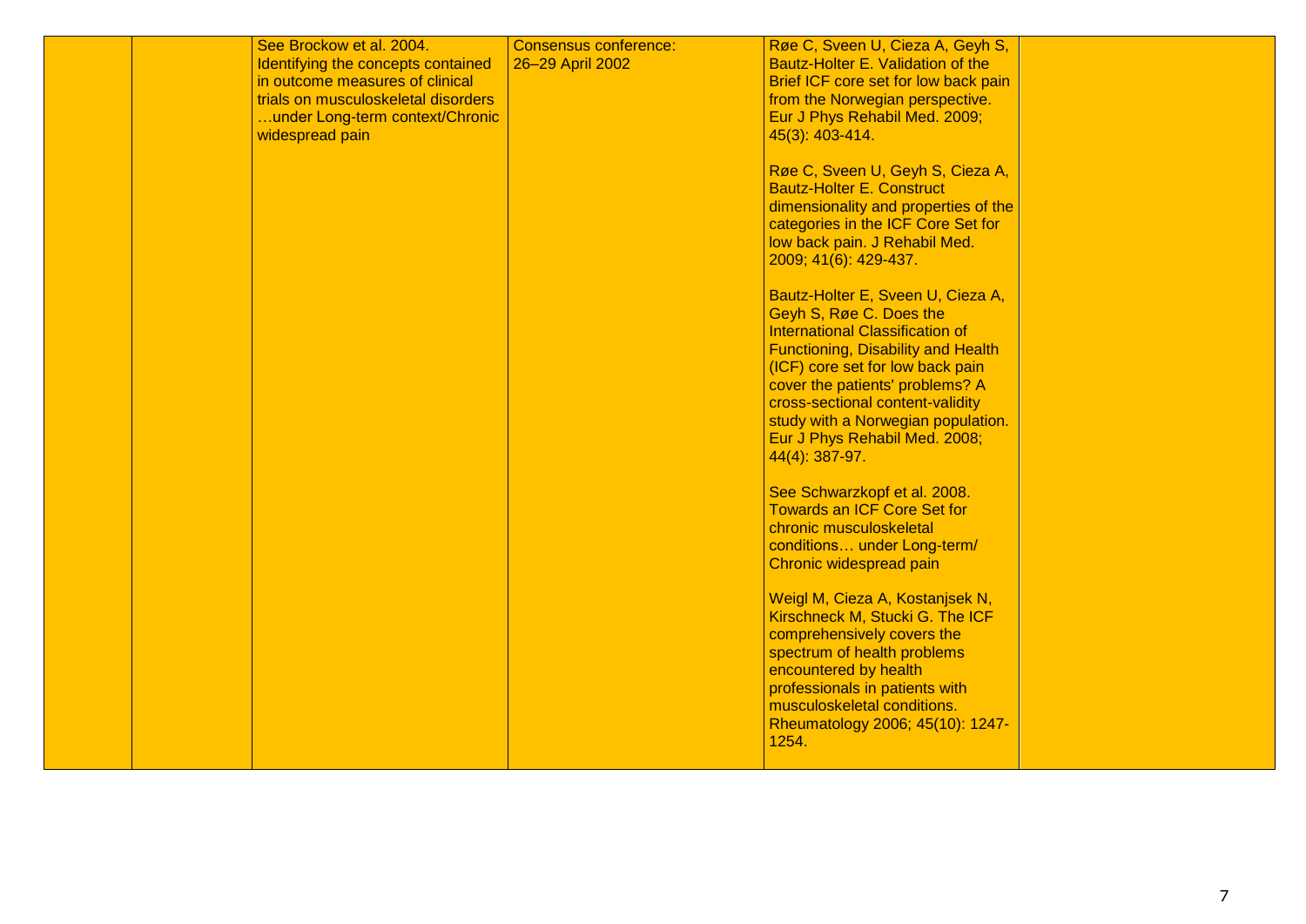|  |  | See Brockow et al. 2004. Identifying the concepts contained in outcome measures of clinical trials on musculoskeletal disorders …under Long-term context/Chronic widespread pain | Consensus conference: 26–29 April 2002 | Røe C, Sveen U, Cieza A, Geyh S, Bautz-Holter E. Validation of the Brief ICF core set for low back pain from the Norwegian perspective. Eur J Phys Rehabil Med. 2009; 45(3): 403-414.<br><br>Røe C, Sveen U, Geyh S, Cieza A, Bautz-Holter E. Construct dimensionality and properties of the categories in the ICF Core Set for low back pain. J Rehabil Med. 2009; 41(6): 429-437.<br><br>Bautz-Holter E, Sveen U, Cieza A, Geyh S, Røe C. Does the International Classification of Functioning, Disability and Health (ICF) core set for low back pain cover the patients' problems? A cross-sectional content-validity study with a Norwegian population. Eur J Phys Rehabil Med. 2008; 44(4): 387-97.<br><br>See Schwarzkopf et al. 2008. Towards an ICF Core Set for chronic musculoskeletal conditions… under Long-term/ Chronic widespread pain<br><br>Weigl M, Cieza A, Kostanjsek N, Kirschneck M, Stucki G. The ICF comprehensively covers the spectrum of health problems encountered by health professionals in patients with musculoskeletal conditions. Rheumatology 2006; 45(10): 1247-1254. |  |
|---|---|---|---|---|---|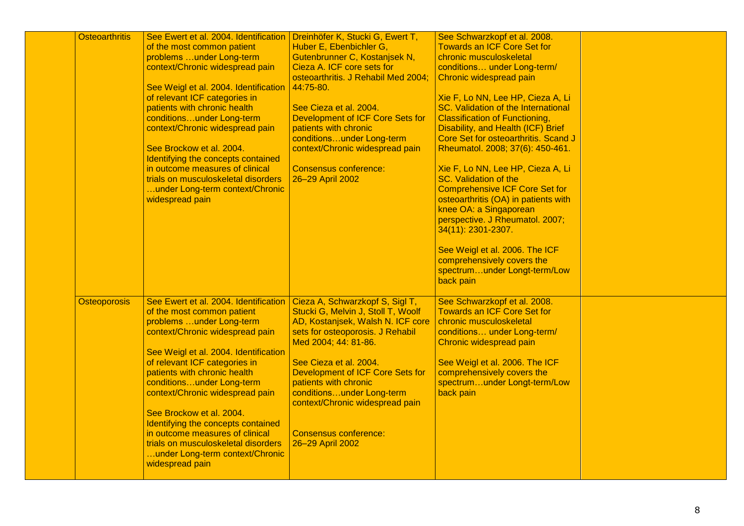| | | | | | |
|---|---|---|---|---|---|
| | Osteoarthritis | See Ewert et al. 2004. Identification of the most common patient problems …under Long-term context/Chronic widespread pain<br><br>See Weigl et al. 2004. Identification of relevant ICF categories in patients with chronic health conditions…under Long-term context/Chronic widespread pain<br><br>See Brockow et al. 2004. Identifying the concepts contained in outcome measures of clinical trials on musculoskeletal disorders …under Long-term context/Chronic widespread pain | Dreinhöfer K, Stucki G, Ewert T, Huber E, Ebenbichler G, Gutenbrunner C, Kostanjsek N, Cieza A. ICF core sets for osteoarthritis. J Rehabil Med 2004; 44:75-80.<br><br>See Cieza et al. 2004. Development of ICF Core Sets for patients with chronic conditions…under Long-term context/Chronic widespread pain<br><br>Consensus conference: 26–29 April 2002 | See Schwarzkopf et al. 2008. Towards an ICF Core Set for chronic musculoskeletal conditions… under Long-term/ Chronic widespread pain<br><br>Xie F, Lo NN, Lee HP, Cieza A, Li SC. Validation of the International Classification of Functioning, Disability, and Health (ICF) Brief Core Set for osteoarthritis. Scand J Rheumatol. 2008; 37(6): 450-461.<br><br>Xie F, Lo NN, Lee HP, Cieza A, Li SC. Validation of the Comprehensive ICF Core Set for osteoarthritis (OA) in patients with knee OA: a Singaporean perspective. J Rheumatol. 2007; 34(11): 2301-2307.<br><br>See Weigl et al. 2006. The ICF comprehensively covers the spectrum…under Longt-term/Low back pain | |
| | Osteoporosis | See Ewert et al. 2004. Identification of the most common patient problems …under Long-term context/Chronic widespread pain<br><br>See Weigl et al. 2004. Identification of relevant ICF categories in patients with chronic health conditions…under Long-term context/Chronic widespread pain<br><br>See Brockow et al. 2004. Identifying the concepts contained in outcome measures of clinical trials on musculoskeletal disorders …under Long-term context/Chronic widespread pain | Cieza A, Schwarzkopf S, Sigl T, Stucki G, Melvin J, Stoll T, Woolf AD, Kostanjsek, Walsh N. ICF core sets for osteoporosis. J Rehabil Med 2004; 44: 81-86.<br><br>See Cieza et al. 2004. Development of ICF Core Sets for patients with chronic conditions…under Long-term context/Chronic widespread pain<br><br>Consensus conference: 26–29 April 2002 | See Schwarzkopf et al. 2008. Towards an ICF Core Set for chronic musculoskeletal conditions… under Long-term/ Chronic widespread pain<br><br>See Weigl et al. 2006. The ICF comprehensively covers the spectrum…under Longt-term/Low back pain | |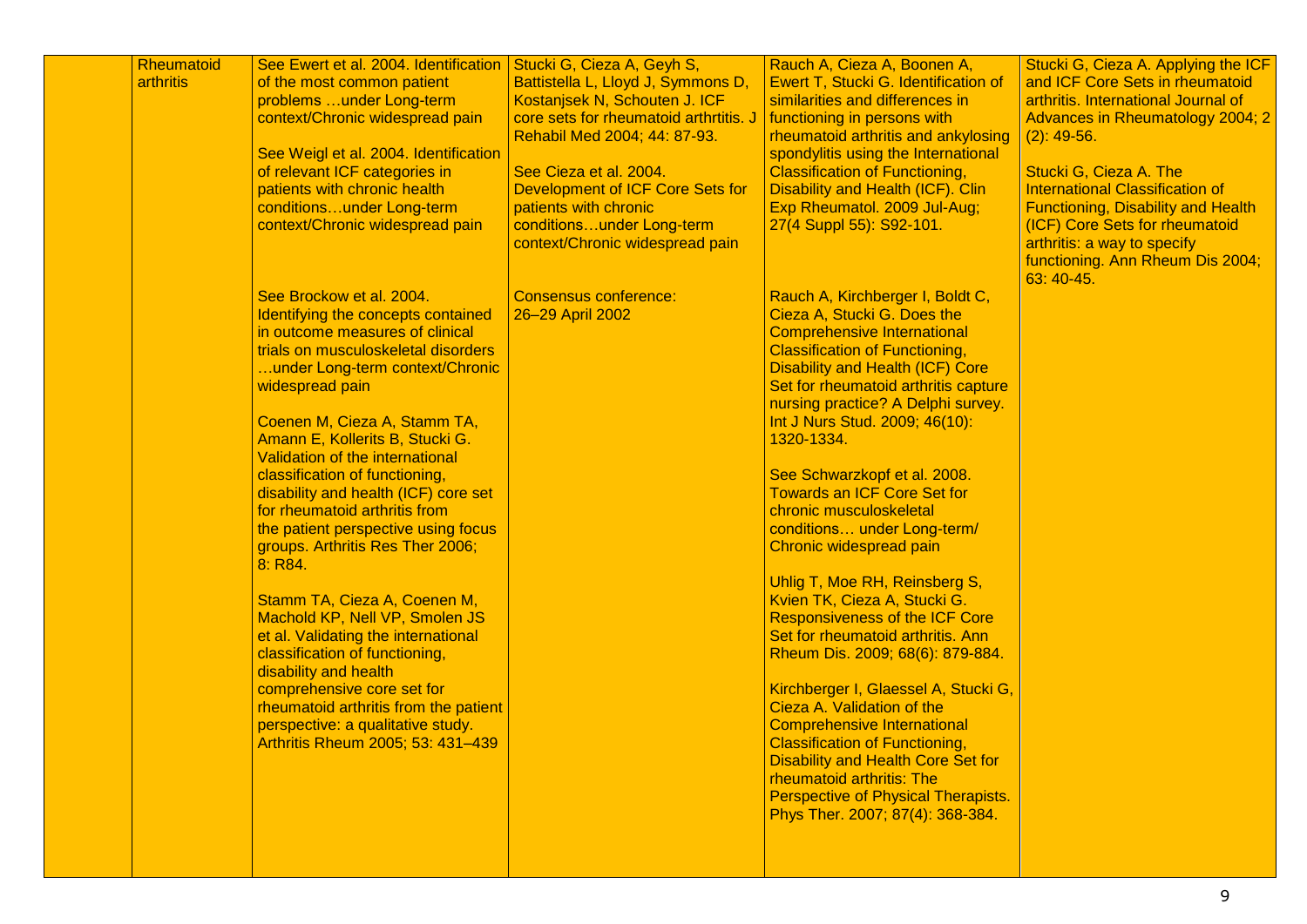| | | | | | |
|---|---|---|---|---|---|
| | Rheumatoid arthritis | See Ewert et al. 2004. Identification of the most common patient problems …under Long-term context/Chronic widespread pain<br><br>See Weigl et al. 2004. Identification of relevant ICF categories in patients with chronic health conditions…under Long-term context/Chronic widespread pain | Stucki G, Cieza A, Geyh S, Battistella L, Lloyd J, Symmons D, Kostanjsek N, Schouten J. ICF core sets for rheumatoid arthrtitis. J Rehabil Med 2004; 44: 87-93.<br><br>See Cieza et al. 2004. Development of ICF Core Sets for patients with chronic conditions…under Long-term context/Chronic widespread pain | Rauch A, Cieza A, Boonen A, Ewert T, Stucki G. Identification of similarities and differences in functioning in persons with rheumatoid arthritis and ankylosing spondylitis using the International Classification of Functioning, Disability and Health (ICF). Clin Exp Rheumatol. 2009 Jul-Aug; 27(4 Suppl 55): S92-101. | Stucki G, Cieza A. Applying the ICF and ICF Core Sets in rheumatoid arthritis. International Journal of Advances in Rheumatology 2004; 2 (2): 49-56.<br><br>Stucki G, Cieza A. The International Classification of Functioning, Disability and Health (ICF) Core Sets for rheumatoid arthritis: a way to specify functioning. Ann Rheum Dis 2004; 63: 40-45. |
| | | See Brockow et al. 2004. Identifying the concepts contained in outcome measures of clinical trials on musculoskeletal disorders …under Long-term context/Chronic widespread pain<br><br>Coenen M, Cieza A, Stamm TA, Amann E, Kollerits B, Stucki G. Validation of the international classification of functioning, disability and health (ICF) core set for rheumatoid arthritis from the patient perspective using focus groups. Arthritis Res Ther 2006; 8: R84.<br><br>Stamm TA, Cieza A, Coenen M, Machold KP, Nell VP, Smolen JS et al. Validating the international classification of functioning, disability and health comprehensive core set for rheumatoid arthritis from the patient perspective: a qualitative study. Arthritis Rheum 2005; 53: 431–439 | Consensus conference: 26–29 April 2002 | Rauch A, Kirchberger I, Boldt C, Cieza A, Stucki G. Does the Comprehensive International Classification of Functioning, Disability and Health (ICF) Core Set for rheumatoid arthritis capture nursing practice? A Delphi survey. Int J Nurs Stud. 2009; 46(10): 1320-1334.<br><br>See Schwarzkopf et al. 2008. Towards an ICF Core Set for chronic musculoskeletal conditions… under Long-term/ Chronic widespread pain<br><br>Uhlig T, Moe RH, Reinsberg S, Kvien TK, Cieza A, Stucki G. Responsiveness of the ICF Core Set for rheumatoid arthritis. Ann Rheum Dis. 2009; 68(6): 879-884.<br><br>Kirchberger I, Glaessel A, Stucki G, Cieza A. Validation of the Comprehensive International Classification of Functioning, Disability and Health Core Set for rheumatoid arthritis: The Perspective of Physical Therapists. Phys Ther. 2007; 87(4): 368-384. | |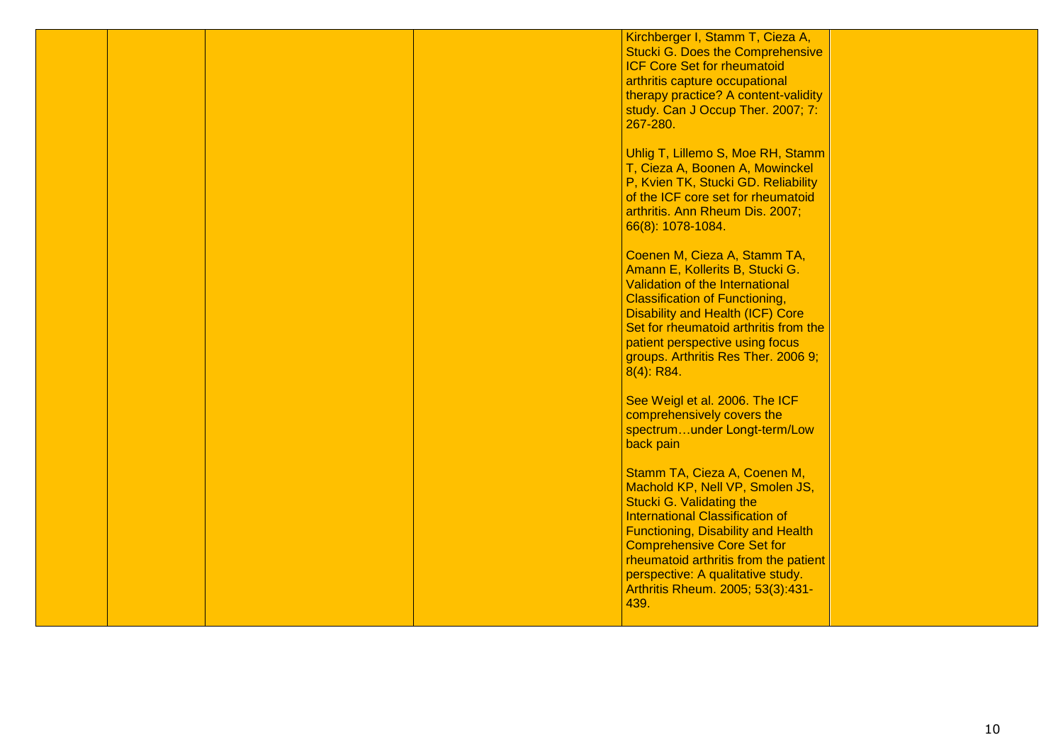|  |  |  |  | Kirchberger I, Stamm T, Cieza A, Stucki G. Does the Comprehensive ICF Core Set for rheumatoid arthritis capture occupational therapy practice? A content-validity study. Can J Occup Ther. 2007; 7: 267-280.<br><br>Uhlig T, Lillemo S, Moe RH, Stamm T, Cieza A, Boonen A, Mowinckel P, Kvien TK, Stucki GD. Reliability of the ICF core set for rheumatoid arthritis. Ann Rheum Dis. 2007; 66(8): 1078-1084.<br><br>Coenen M, Cieza A, Stamm TA, Amann E, Kollerits B, Stucki G. Validation of the International Classification of Functioning, Disability and Health (ICF) Core Set for rheumatoid arthritis from the patient perspective using focus groups. Arthritis Res Ther. 2006 9; 8(4): R84.<br><br>See Weigl et al. 2006. The ICF comprehensively covers the spectrum…under Longt-term/Low back pain<br><br>Stamm TA, Cieza A, Coenen M, Machold KP, Nell VP, Smolen JS, Stucki G. Validating the International Classification of Functioning, Disability and Health Comprehensive Core Set for rheumatoid arthritis from the patient perspective: A qualitative study. Arthritis Rheum. 2005; 53(3):431-439. |  |
|---|---|---|---|---|---|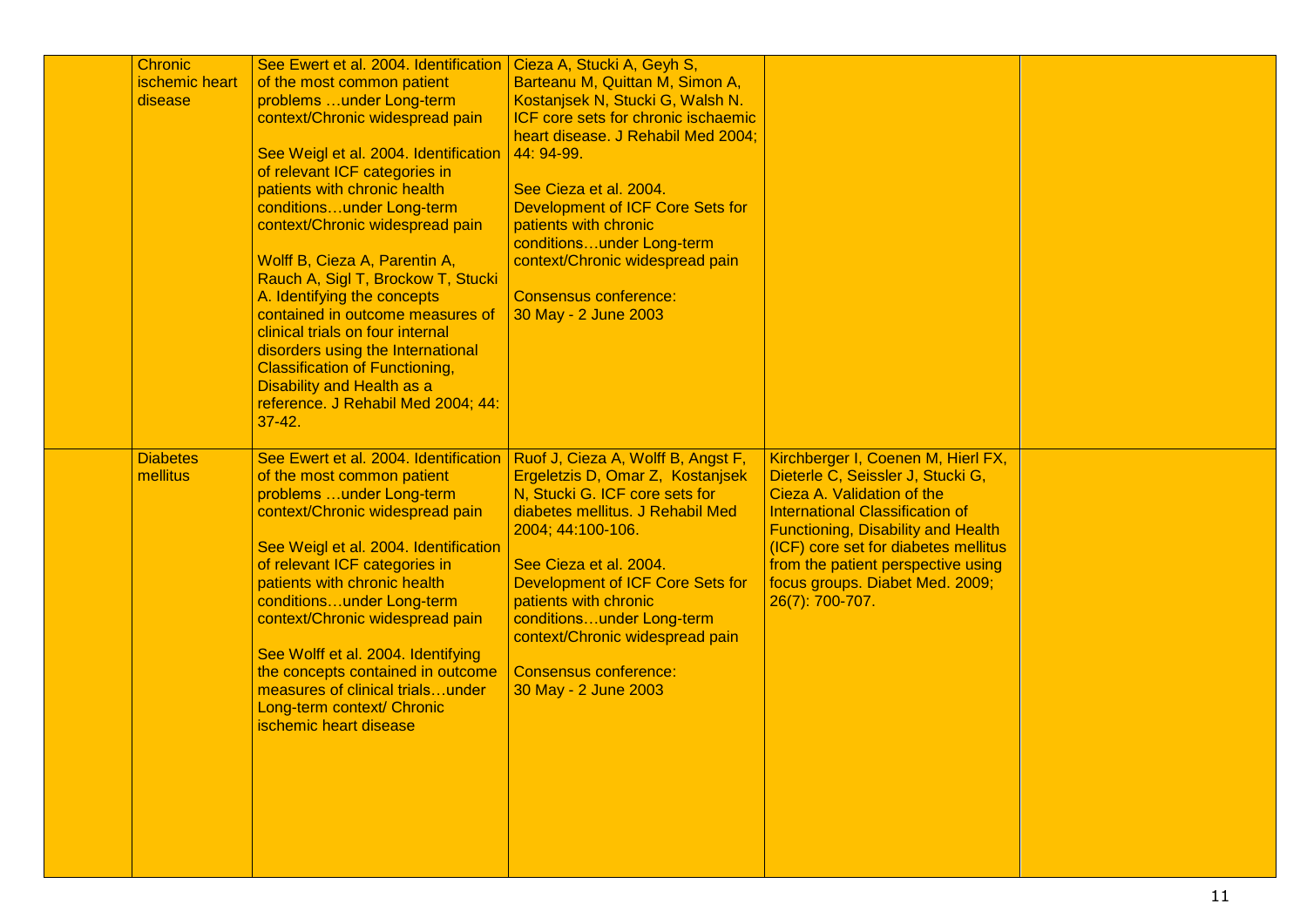| | | | | | |
|---|---|---|---|---|---|
| | Chronic ischemic heart disease | See Ewert et al. 2004. Identification of the most common patient problems …under Long-term context/Chronic widespread pain<br><br>See Weigl et al. 2004. Identification of relevant ICF categories in patients with chronic health conditions…under Long-term context/Chronic widespread pain<br><br>Wolff B, Cieza A, Parentin A, Rauch A, Sigl T, Brockow T, Stucki A. Identifying the concepts contained in outcome measures of clinical trials on four internal disorders using the International Classification of Functioning, Disability and Health as a reference. J Rehabil Med 2004; 44: 37-42. | Cieza A, Stucki A, Geyh S, Barteanu M, Quittan M, Simon A, Kostanjsek N, Stucki G, Walsh N. ICF core sets for chronic ischaemic heart disease. J Rehabil Med 2004; 44: 94-99.<br><br>See Cieza et al. 2004. Development of ICF Core Sets for patients with chronic conditions…under Long-term context/Chronic widespread pain<br><br>Consensus conference: 30 May - 2 June 2003 | | |
| | Diabetes mellitus | See Ewert et al. 2004. Identification of the most common patient problems …under Long-term context/Chronic widespread pain<br><br>See Weigl et al. 2004. Identification of relevant ICF categories in patients with chronic health conditions…under Long-term context/Chronic widespread pain<br><br>See Wolff et al. 2004. Identifying the concepts contained in outcome measures of clinical trials…under Long-term context/ Chronic ischemic heart disease | Ruof J, Cieza A, Wolff B, Angst F, Ergeletzis D, Omar Z, Kostanjsek N, Stucki G. ICF core sets for diabetes mellitus. J Rehabil Med 2004; 44:100-106.<br><br>See Cieza et al. 2004. Development of ICF Core Sets for patients with chronic conditions…under Long-term context/Chronic widespread pain<br><br>Consensus conference: 30 May - 2 June 2003 | Kirchberger I, Coenen M, Hierl FX, Dieterle C, Seissler J, Stucki G, Cieza A. Validation of the International Classification of Functioning, Disability and Health (ICF) core set for diabetes mellitus from the patient perspective using focus groups. Diabet Med. 2009; 26(7): 700-707. | |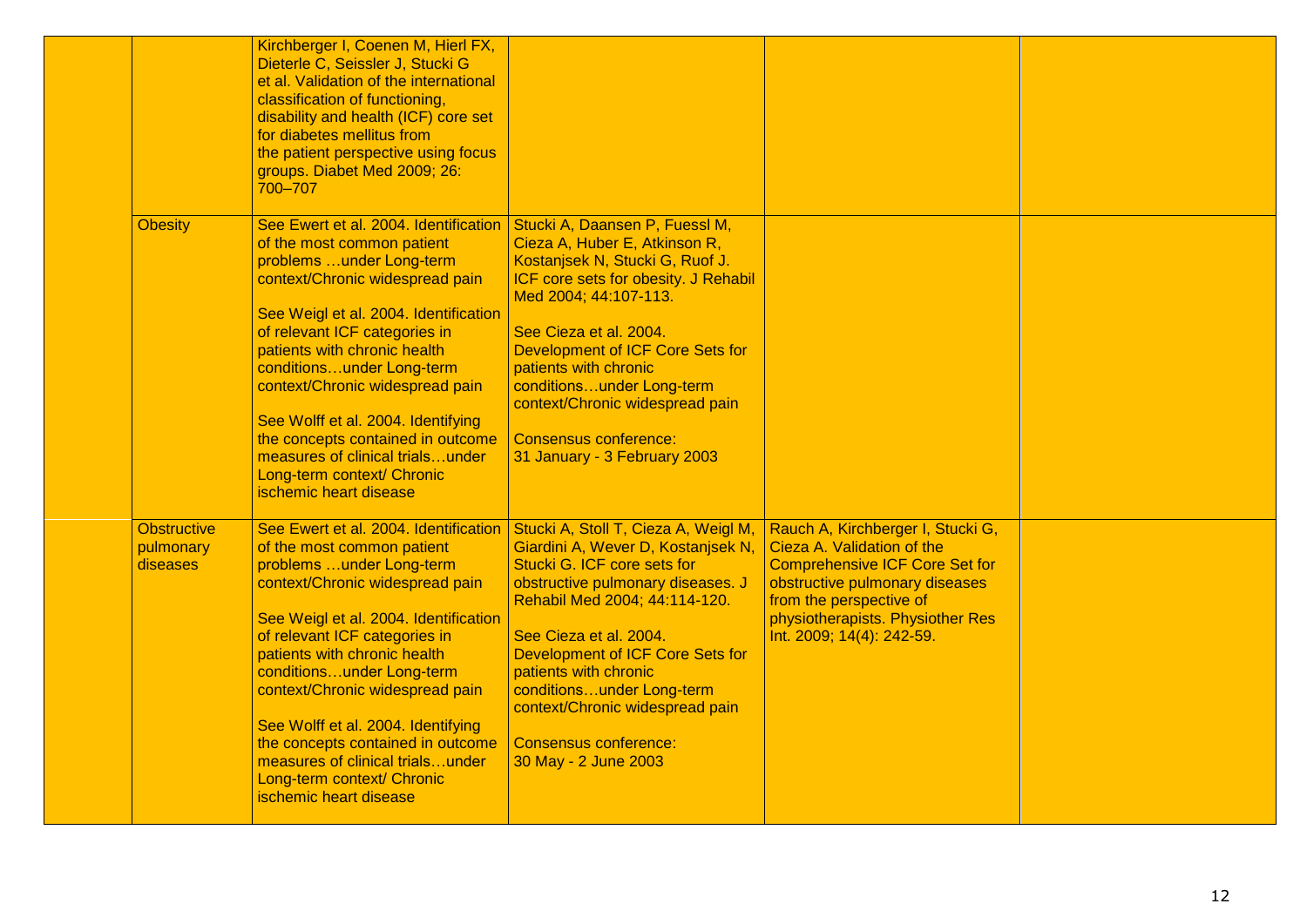| | | | | | |
|---|---|---|---|---|---|
| | | Kirchberger I, Coenen M, Hierl FX, Dieterle C, Seissler J, Stucki G et al. Validation of the international classification of functioning, disability and health (ICF) core set for diabetes mellitus from the patient perspective using focus groups. Diabet Med 2009; 26: 700–707 | | | |
| | Obesity | See Ewert et al. 2004. Identification of the most common patient problems …under Long-term context/Chronic widespread pain<br><br>See Weigl et al. 2004. Identification of relevant ICF categories in patients with chronic health conditions…under Long-term context/Chronic widespread pain<br><br>See Wolff et al. 2004. Identifying the concepts contained in outcome measures of clinical trials…under Long-term context/ Chronic ischemic heart disease | Stucki A, Daansen P, Fuessl M, Cieza A, Huber E, Atkinson R, Kostanjsek N, Stucki G, Ruof J. ICF core sets for obesity. J Rehabil Med 2004; 44:107-113.<br><br>See Cieza et al. 2004. Development of ICF Core Sets for patients with chronic conditions…under Long-term context/Chronic widespread pain<br><br>Consensus conference: 31 January - 3 February 2003 | | |
| | Obstructive pulmonary diseases | See Ewert et al. 2004. Identification of the most common patient problems …under Long-term context/Chronic widespread pain<br><br>See Weigl et al. 2004. Identification of relevant ICF categories in patients with chronic health conditions…under Long-term context/Chronic widespread pain<br><br>See Wolff et al. 2004. Identifying the concepts contained in outcome measures of clinical trials…under Long-term context/ Chronic ischemic heart disease | Stucki A, Stoll T, Cieza A, Weigl M, Giardini A, Wever D, Kostanjsek N, Stucki G. ICF core sets for obstructive pulmonary diseases. J Rehabil Med 2004; 44:114-120.<br><br>See Cieza et al. 2004. Development of ICF Core Sets for patients with chronic conditions…under Long-term context/Chronic widespread pain<br><br>Consensus conference: 30 May - 2 June 2003 | Rauch A, Kirchberger I, Stucki G, Cieza A. Validation of the Comprehensive ICF Core Set for obstructive pulmonary diseases from the perspective of physiotherapists. Physiother Res Int. 2009; 14(4): 242-59. | |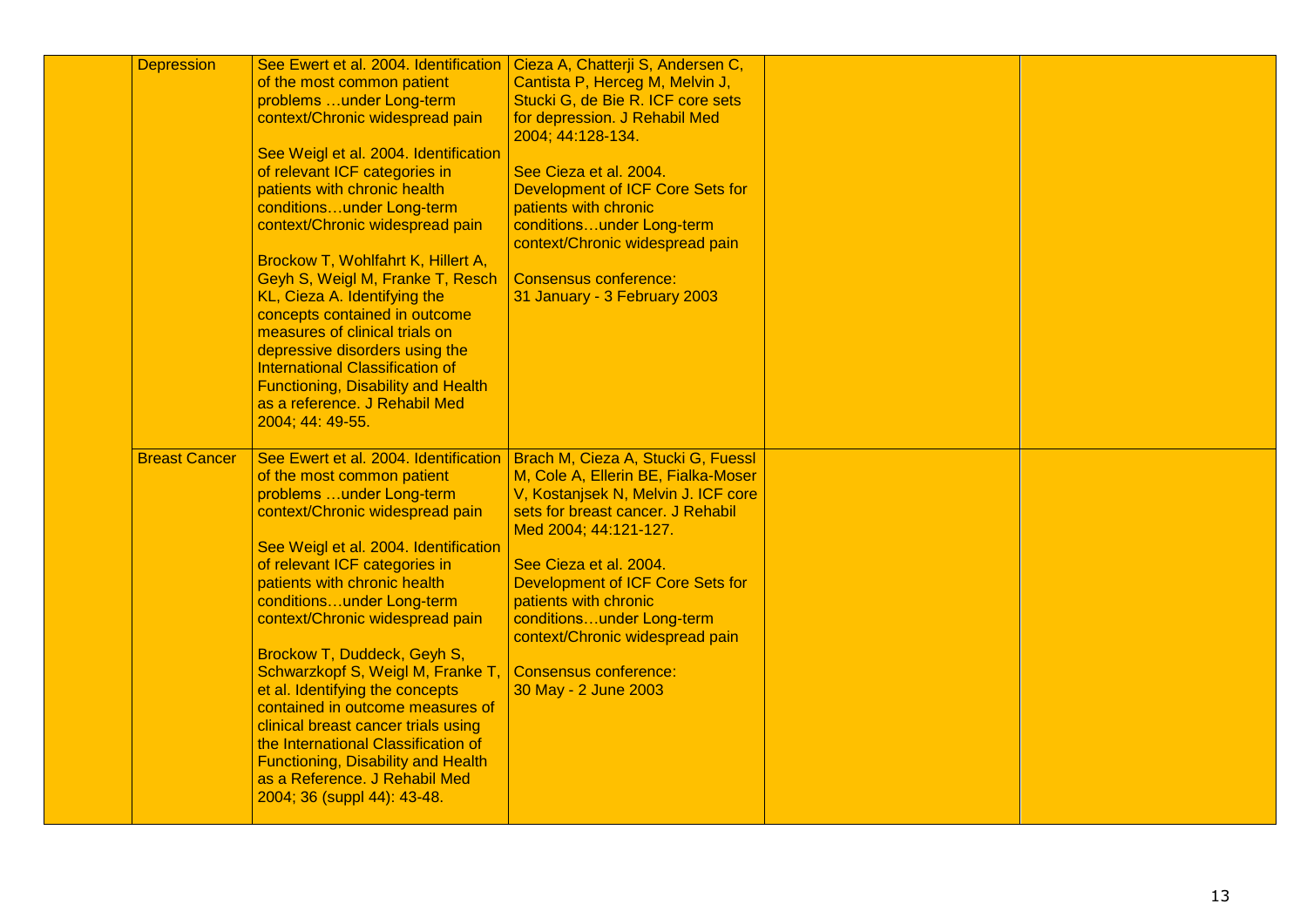| | | | | | |
|---|---|---|---|---|---|
| | Depression | See Ewert et al. 2004. Identification of the most common patient problems …under Long-term context/Chronic widespread pain<br><br>See Weigl et al. 2004. Identification of relevant ICF categories in patients with chronic health conditions…under Long-term context/Chronic widespread pain<br><br>Brockow T, Wohlfahrt K, Hillert A, Geyh S, Weigl M, Franke T, Resch KL, Cieza A. Identifying the concepts contained in outcome measures of clinical trials on depressive disorders using the International Classification of Functioning, Disability and Health as a reference. J Rehabil Med 2004; 44: 49-55. | Cieza A, Chatterji S, Andersen C, Cantista P, Herceg M, Melvin J, Stucki G, de Bie R. ICF core sets for depression. J Rehabil Med 2004; 44:128-134.<br><br>See Cieza et al. 2004. Development of ICF Core Sets for patients with chronic conditions…under Long-term context/Chronic widespread pain<br><br>Consensus conference: 31 January - 3 February 2003 | | |
| | Breast Cancer | See Ewert et al. 2004. Identification of the most common patient problems …under Long-term context/Chronic widespread pain<br><br>See Weigl et al. 2004. Identification of relevant ICF categories in patients with chronic health conditions…under Long-term context/Chronic widespread pain<br><br>Brockow T, Duddeck, Geyh S, Schwarzkopf S, Weigl M, Franke T, et al. Identifying the concepts contained in outcome measures of clinical breast cancer trials using the International Classification of Functioning, Disability and Health as a Reference. J Rehabil Med 2004; 36 (suppl 44): 43-48. | Brach M, Cieza A, Stucki G, Fuessl M, Cole A, Ellerin BE, Fialka-Moser V, Kostanjsek N, Melvin J. ICF core sets for breast cancer. J Rehabil Med 2004; 44:121-127.<br><br>See Cieza et al. 2004. Development of ICF Core Sets for patients with chronic conditions…under Long-term context/Chronic widespread pain<br><br>Consensus conference: 30 May - 2 June 2003 | | |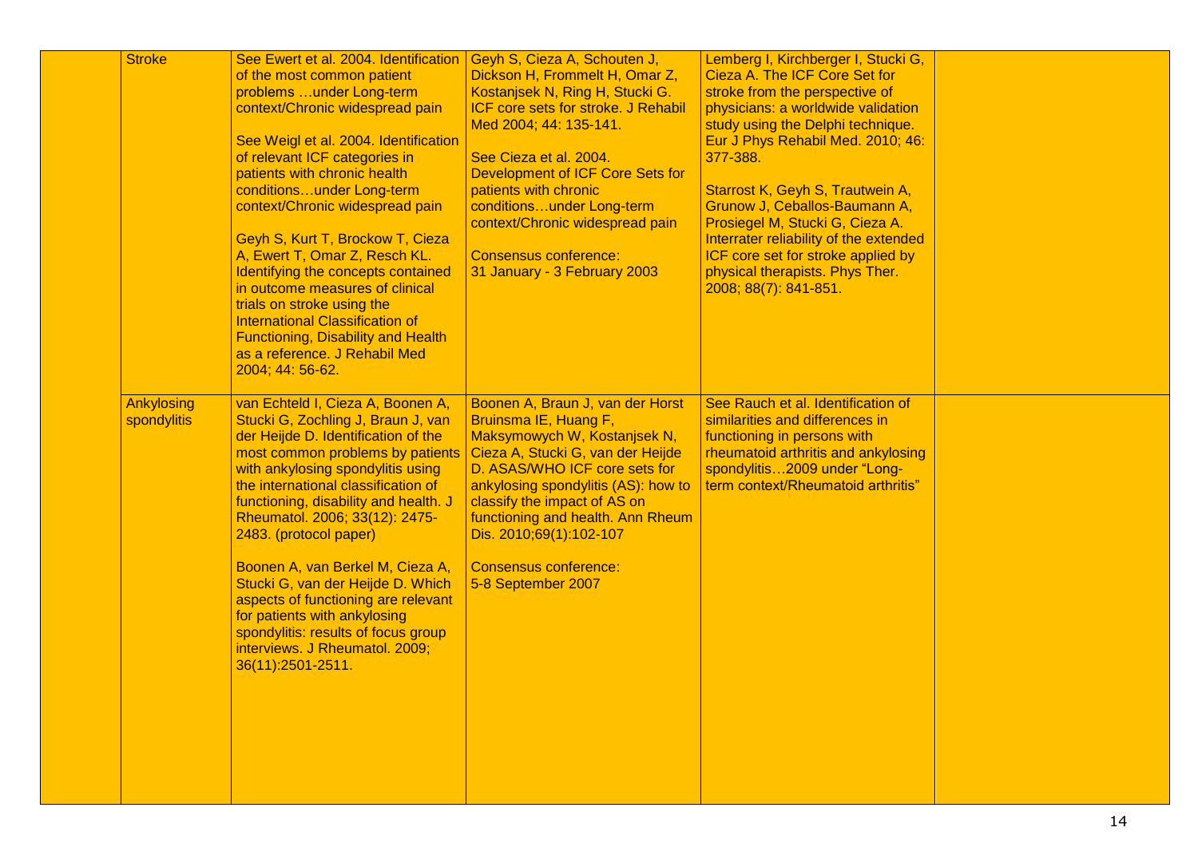| | | | | | |
|---|---|---|---|---|---|
| | Stroke | See Ewert et al. 2004. Identification of the most common patient problems …under Long-term context/Chronic widespread pain<br><br>See Weigl et al. 2004. Identification of relevant ICF categories in patients with chronic health conditions…under Long-term context/Chronic widespread pain<br><br>Geyh S, Kurt T, Brockow T, Cieza A, Ewert T, Omar Z, Resch KL. Identifying the concepts contained in outcome measures of clinical trials on stroke using the International Classification of Functioning, Disability and Health as a reference. J Rehabil Med 2004; 44: 56-62. | Geyh S, Cieza A, Schouten J, Dickson H, Frommelt H, Omar Z, Kostanjsek N, Ring H, Stucki G. ICF core sets for stroke. J Rehabil Med 2004; 44: 135-141.<br><br>See Cieza et al. 2004. Development of ICF Core Sets for patients with chronic conditions…under Long-term context/Chronic widespread pain<br><br>Consensus conference:<br>31 January - 3 February 2003 | Lemberg I, Kirchberger I, Stucki G, Cieza A. The ICF Core Set for stroke from the perspective of physicians: a worldwide validation study using the Delphi technique. Eur J Phys Rehabil Med. 2010; 46: 377-388.<br><br>Starrost K, Geyh S, Trautwein A, Grunow J, Ceballos-Baumann A, Prosiegel M, Stucki G, Cieza A. Interrater reliability of the extended ICF core set for stroke applied by physical therapists. Phys Ther. 2008; 88(7): 841-851. | |
| | Ankylosing spondylitis | van Echteld I, Cieza A, Boonen A, Stucki G, Zochling J, Braun J, van der Heijde D. Identification of the most common problems by patients with ankylosing spondylitis using the international classification of functioning, disability and health. J Rheumatol. 2006; 33(12): 2475-2483. (protocol paper)<br><br>Boonen A, van Berkel M, Cieza A, Stucki G, van der Heijde D. Which aspects of functioning are relevant for patients with ankylosing spondylitis: results of focus group interviews. J Rheumatol. 2009; 36(11):2501-2511. | Boonen A, Braun J, van der Horst Bruinsma IE, Huang F, Maksymowych W, Kostanjsek N, Cieza A, Stucki G, van der Heijde D. ASAS/WHO ICF core sets for ankylosing spondylitis (AS): how to classify the impact of AS on functioning and health. Ann Rheum Dis. 2010;69(1):102-107<br><br>Consensus conference:<br>5-8 September 2007 | See Rauch et al. Identification of similarities and differences in functioning in persons with rheumatoid arthritis and ankylosing spondylitis…2009 under "Long-term context/Rheumatoid arthritis" | |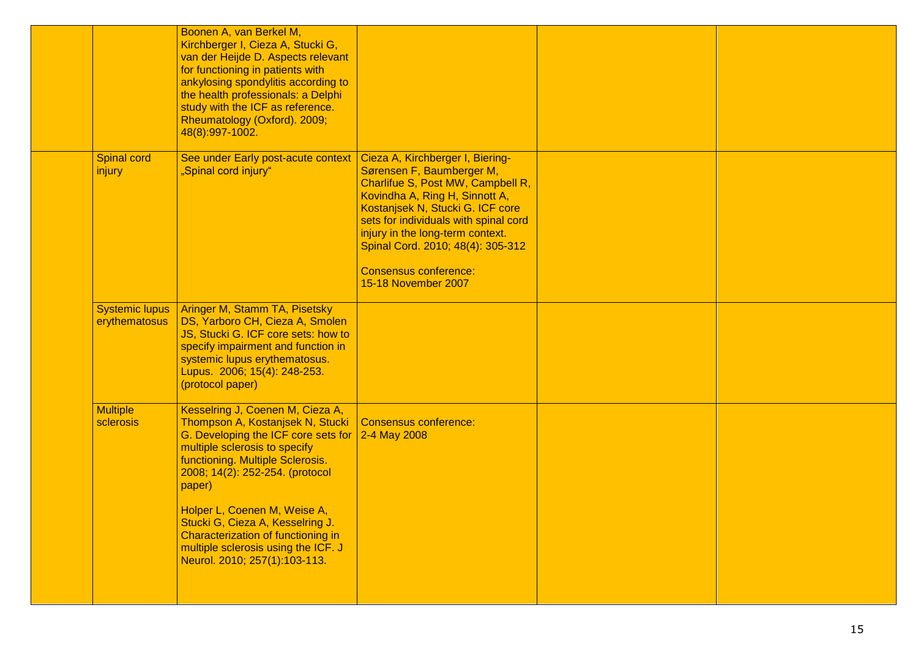| | | | | | |
|---|---|---|---|---|---|
| | | Boonen A, van Berkel M, Kirchberger I, Cieza A, Stucki G, van der Heijde D. Aspects relevant for functioning in patients with ankylosing spondylitis according to the health professionals: a Delphi study with the ICF as reference. Rheumatology (Oxford). 2009; 48(8):997-1002. | | | |
| | Spinal cord injury | See under Early post-acute context „Spinal cord injury“ | Cieza A, Kirchberger I, Biering-Sørensen F, Baumberger M, Charlifue S, Post MW, Campbell R, Kovindha A, Ring H, Sinnott A, Kostanjsek N, Stucki G. ICF core sets for individuals with spinal cord injury in the long-term context. Spinal Cord. 2010; 48(4): 305-312<br><br>Consensus conference: 15-18 November 2007 | | |
| | Systemic lupus erythematosus | Aringer M, Stamm TA, Pisetsky DS, Yarboro CH, Cieza A, Smolen JS, Stucki G. ICF core sets: how to specify impairment and function in systemic lupus erythematosus. Lupus. 2006; 15(4): 248-253. (protocol paper) | | | |
| | Multiple sclerosis | Kesselring J, Coenen M, Cieza A, Thompson A, Kostanjsek N, Stucki G. Developing the ICF core sets for multiple sclerosis to specify functioning. Multiple Sclerosis. 2008; 14(2): 252-254. (protocol paper)<br><br>Holper L, Coenen M, Weise A, Stucki G, Cieza A, Kesselring J. Characterization of functioning in multiple sclerosis using the ICF. J Neurol. 2010; 257(1):103-113. | Consensus conference: 2-4 May 2008 | | |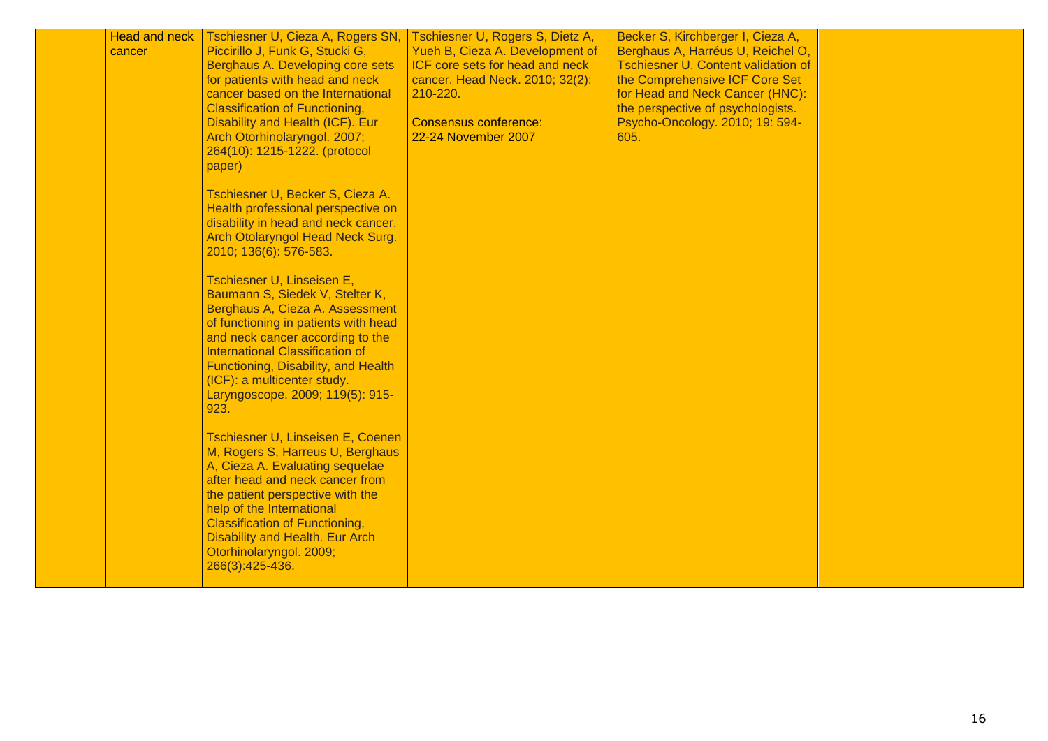|  | Head and neck cancer | Tschiesner U, Cieza A, Rogers SN, Piccirillo J, Funk G, Stucki G, Berghaus A. Developing core sets for patients with head and neck cancer based on the International Classification of Functioning, Disability and Health (ICF). Eur Arch Otorhinolaryngol. 2007; 264(10): 1215-1222. (protocol paper)<br><br>Tschiesner U, Becker S, Cieza A. Health professional perspective on disability in head and neck cancer. Arch Otolaryngol Head Neck Surg. 2010; 136(6): 576-583.<br><br>Tschiesner U, Linseisen E, Baumann S, Siedek V, Stelter K, Berghaus A, Cieza A. Assessment of functioning in patients with head and neck cancer according to the International Classification of Functioning, Disability, and Health (ICF): a multicenter study. Laryngoscope. 2009; 119(5): 915-923.<br><br>Tschiesner U, Linseisen E, Coenen M, Rogers S, Harreus U, Berghaus A, Cieza A. Evaluating sequelae after head and neck cancer from the patient perspective with the help of the International Classification of Functioning, Disability and Health. Eur Arch Otorhinolaryngol. 2009; 266(3):425-436. | Tschiesner U, Rogers S, Dietz A, Yueh B, Cieza A. Development of ICF core sets for head and neck cancer. Head Neck. 2010; 32(2): 210-220.<br><br>Consensus conference: 22-24 November 2007 | Becker S, Kirchberger I, Cieza A, Berghaus A, Harréus U, Reichel O, Tschiesner U. Content validation of the Comprehensive ICF Core Set for Head and Neck Cancer (HNC): the perspective of psychologists. Psycho-Oncology. 2010; 19: 594-605. |  |
|---|---|---|---|---|---|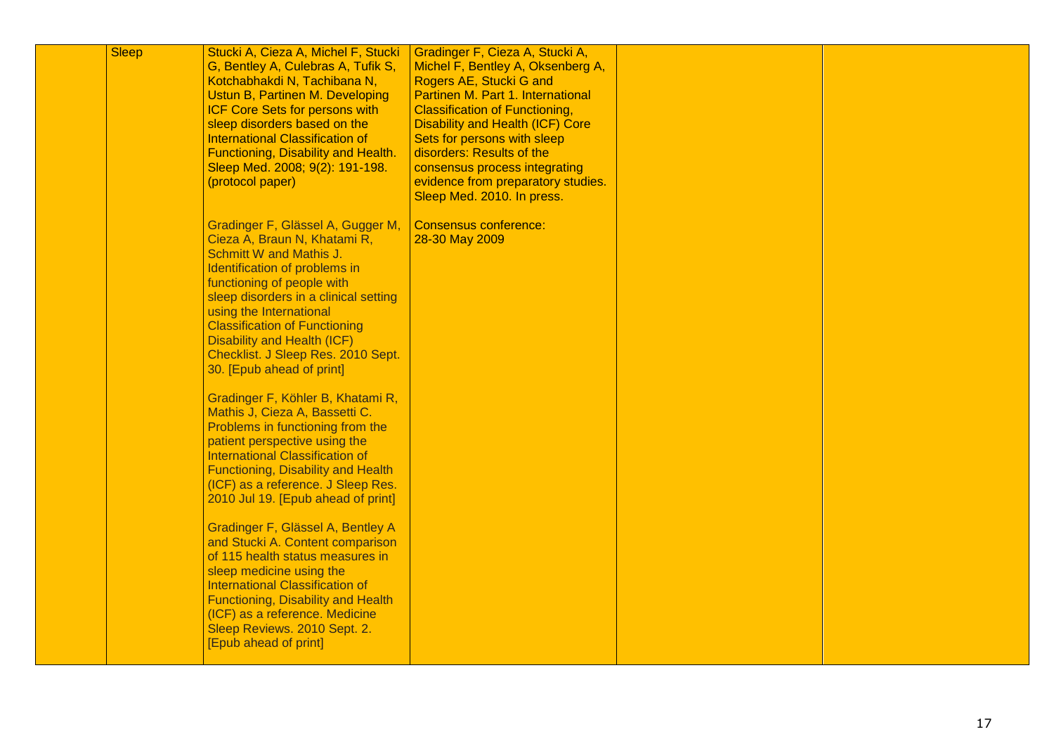|  | Sleep | Stucki A, Cieza A, Michel F, Stucki G, Bentley A, Culebras A, Tufik S, Kotchabhakdi N, Tachibana N, Ustun B, Partinen M. Developing ICF Core Sets for persons with sleep disorders based on the International Classification of Functioning, Disability and Health. Sleep Med. 2008; 9(2): 191-198. (protocol paper)<br><br>Gradinger F, Glässel A, Gugger M, Cieza A, Braun N, Khatami R, Schmitt W and Mathis J. Identification of problems in functioning of people with sleep disorders in a clinical setting using the International Classification of Functioning Disability and Health (ICF) Checklist. J Sleep Res. 2010 Sept. 30. [Epub ahead of print]<br><br>Gradinger F, Köhler B, Khatami R, Mathis J, Cieza A, Bassetti C. Problems in functioning from the patient perspective using the International Classification of Functioning, Disability and Health (ICF) as a reference. J Sleep Res. 2010 Jul 19. [Epub ahead of print]<br><br>Gradinger F, Glässel A, Bentley A and Stucki A. Content comparison of 115 health status measures in sleep medicine using the International Classification of Functioning, Disability and Health (ICF) as a reference. Medicine Sleep Reviews. 2010 Sept. 2. [Epub ahead of print] | Gradinger F, Cieza A, Stucki A, Michel F, Bentley A, Oksenberg A, Rogers AE, Stucki G and Partinen M. Part 1. International Classification of Functioning, Disability and Health (ICF) Core Sets for persons with sleep disorders: Results of the consensus process integrating evidence from preparatory studies. Sleep Med. 2010. In press.<br><br>Consensus conference: 28-30 May 2009 |  |  |
|---|---|---|---|---|---|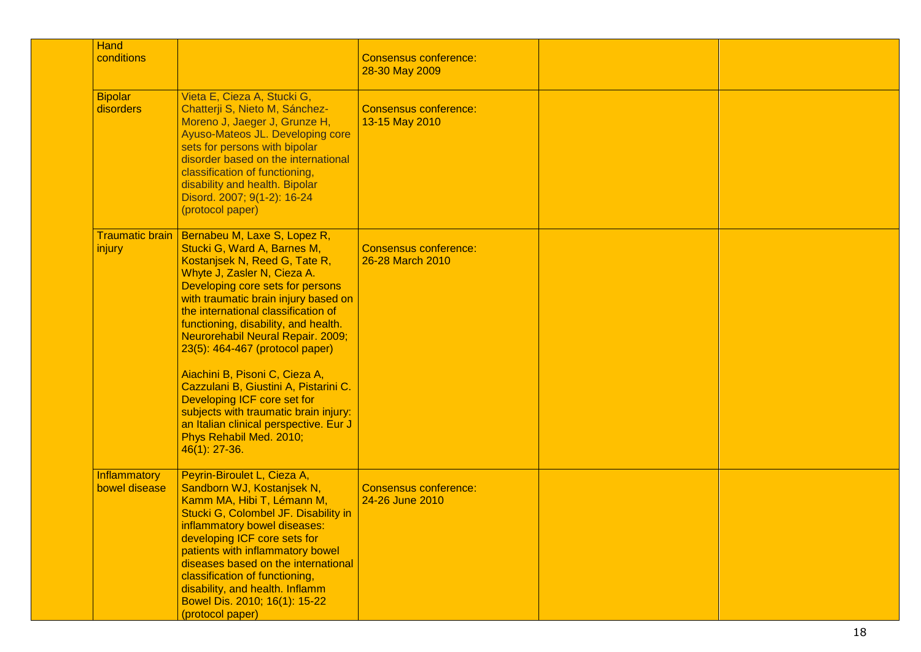| | Hand conditions | | Consensus conference: 28-30 May 2009 | | |
|---|---|---|---|---|---|
| | Bipolar disorders | Vieta E, Cieza A, Stucki G, Chatterji S, Nieto M, Sánchez-Moreno J, Jaeger J, Grunze H, Ayuso-Mateos JL. Developing core sets for persons with bipolar disorder based on the international classification of functioning, disability and health. Bipolar Disord. 2007; 9(1-2): 16-24 (protocol paper) | Consensus conference: 13-15 May 2010 | | |
| | Traumatic brain injury | Bernabeu M, Laxe S, Lopez R, Stucki G, Ward A, Barnes M, Kostanjsek N, Reed G, Tate R, Whyte J, Zasler N, Cieza A. Developing core sets for persons with traumatic brain injury based on the international classification of functioning, disability, and health. Neurorehabil Neural Repair. 2009; 23(5): 464-467 (protocol paper)<br><br>Aiachini B, Pisoni C, Cieza A, Cazzulani B, Giustini A, Pistarini C. Developing ICF core set for subjects with traumatic brain injury: an Italian clinical perspective. Eur J Phys Rehabil Med. 2010; 46(1): 27-36. | Consensus conference: 26-28 March 2010 | | |
| | Inflammatory bowel disease | Peyrin-Biroulet L, Cieza A, Sandborn WJ, Kostanjsek N, Kamm MA, Hibi T, Lémann M, Stucki G, Colombel JF. Disability in inflammatory bowel diseases: developing ICF core sets for patients with inflammatory bowel diseases based on the international classification of functioning, disability, and health. Inflamm Bowel Dis. 2010; 16(1): 15-22 (protocol paper) | Consensus conference: 24-26 June 2010 | | |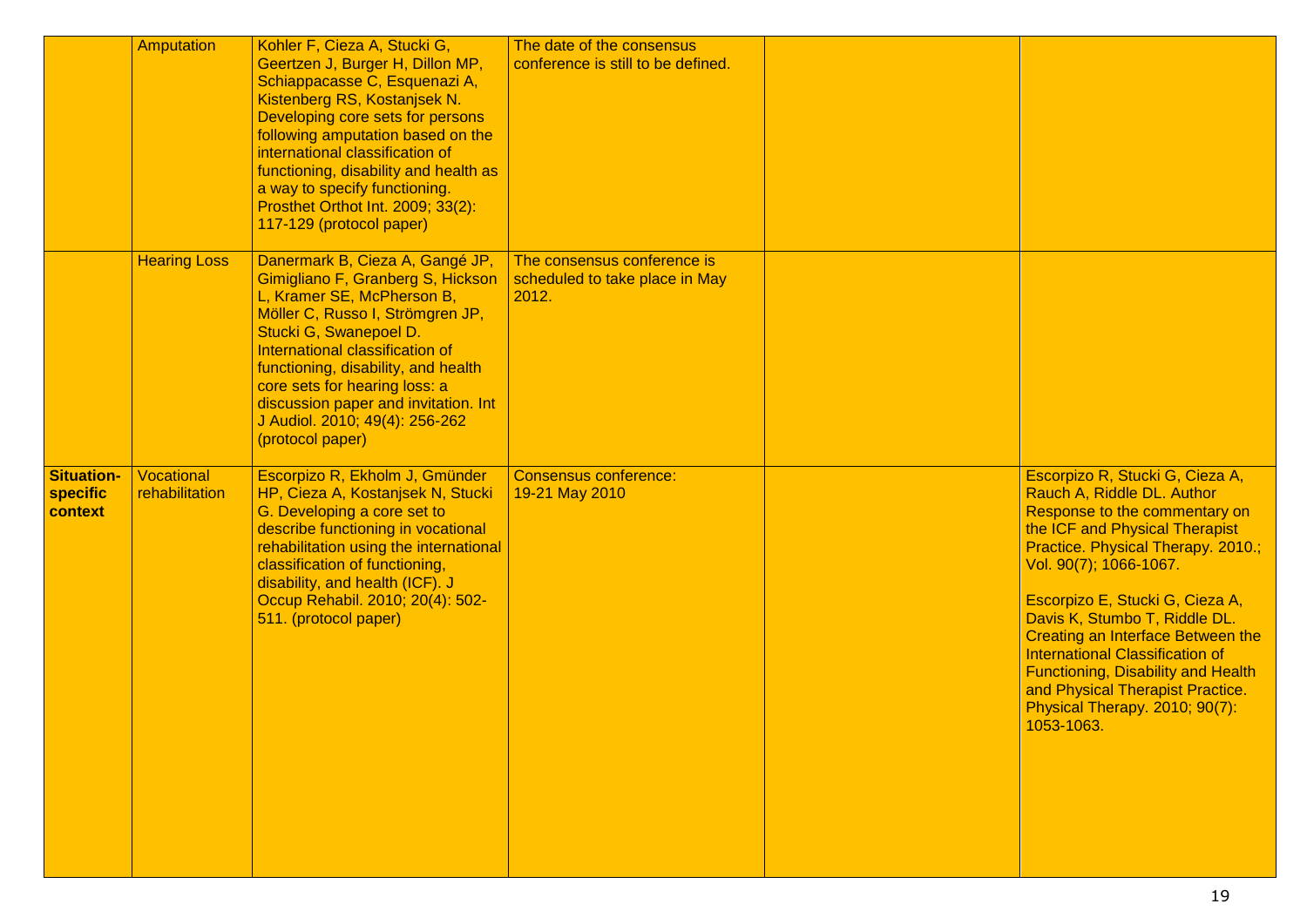| | | | | | |
|---|---|---|---|---|---|
| | Amputation | Kohler F, Cieza A, Stucki G, Geertzen J, Burger H, Dillon MP, Schiappacasse C, Esquenazi A, Kistenberg RS, Kostanjsek N. Developing core sets for persons following amputation based on the international classification of functioning, disability and health as a way to specify functioning. Prosthet Orthot Int. 2009; 33(2): 117-129 (protocol paper) | The date of the consensus conference is still to be defined. | | |
| | Hearing Loss | Danermark B, Cieza A, Gangé JP, Gimigliano F, Granberg S, Hickson L, Kramer SE, McPherson B, Möller C, Russo I, Strömgren JP, Stucki G, Swanepoel D. International classification of functioning, disability, and health core sets for hearing loss: a discussion paper and invitation. Int J Audiol. 2010; 49(4): 256-262 (protocol paper) | The consensus conference is scheduled to take place in May 2012. | | |
| **Situation-specific context** | Vocational rehabilitation | Escorpizo R, Ekholm J, Gmünder HP, Cieza A, Kostanjsek N, Stucki G. Developing a core set to describe functioning in vocational rehabilitation using the international classification of functioning, disability, and health (ICF). J Occup Rehabil. 2010; 20(4): 502-511. (protocol paper) | Consensus conference: 19-21 May 2010 | | Escorpizo R, Stucki G, Cieza A, Rauch A, Riddle DL. Author Response to the commentary on the ICF and Physical Therapist Practice. Physical Therapy. 2010.; Vol. 90(7); 1066-1067.<br><br>Escorpizo E, Stucki G, Cieza A, Davis K, Stumbo T, Riddle DL. Creating an Interface Between the International Classification of Functioning, Disability and Health and Physical Therapist Practice. Physical Therapy. 2010; 90(7): 1053-1063. |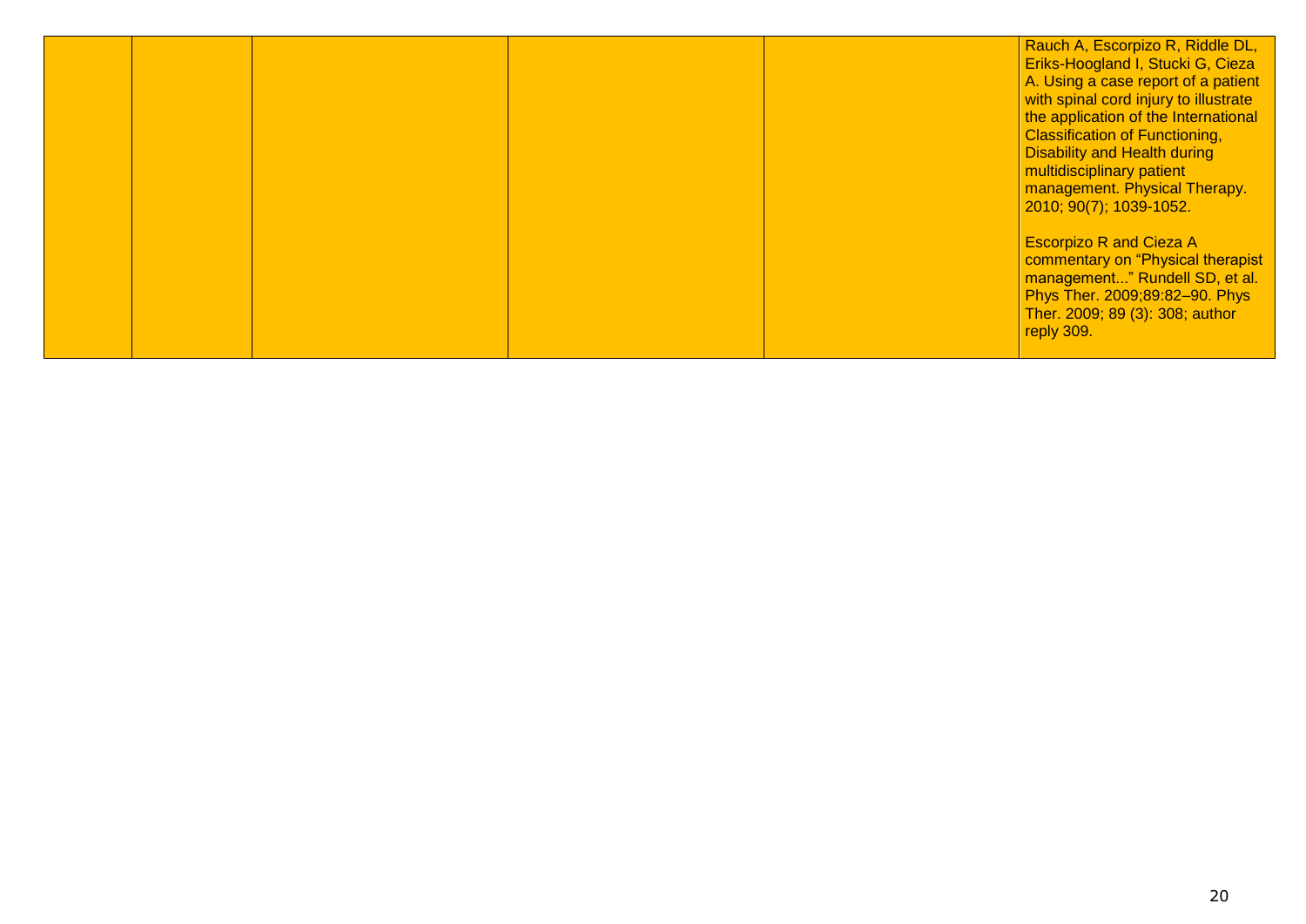| | | | | | |
|---|---|---|---|---|---|
| | | | | | Rauch A, Escorpizo R, Riddle DL, Eriks-Hoogland I, Stucki G, Cieza A. Using a case report of a patient with spinal cord injury to illustrate the application of the International Classification of Functioning, Disability and Health during multidisciplinary patient management. Physical Therapy. 2010; 90(7); 1039-1052.<br><br>Escorpizo R and Cieza A commentary on "Physical therapist management..." Rundell SD, et al. Phys Ther. 2009;89:82–90. Phys Ther. 2009; 89 (3): 308; author reply 309. |